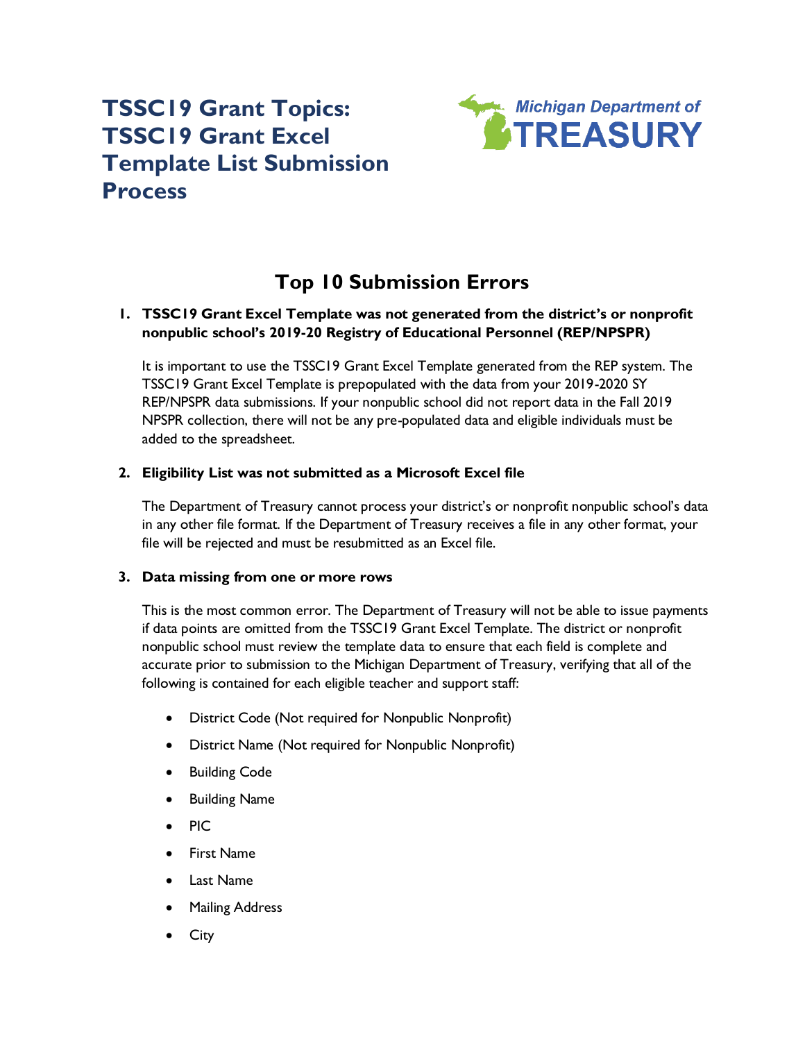# TSSC19 Grant Topics: TSSC19 Grant Excel Template List Submission Process

Michigan Department of TREASURY

## Top 10 Submission Errors

1. **TSSC19 Grant Excel Template was not generated from the district's or nonprofit nonpublic school's 2019-20 Registry of Educational Personnel (REP/NPSPR)**

   It is important to use the TSSC19 Grant Excel Template generated from the REP system. The TSSC19 Grant Excel Template is prepopulated with the data from your 2019-2020 SY REP/NPSPR data submissions. If your nonpublic school did not report data in the Fall 2019 NPSPR collection, there will not be any pre-populated data and eligible individuals must be added to the spreadsheet.

2. **Eligibility List was not submitted as a Microsoft Excel file**

   The Department of Treasury cannot process your district's or nonprofit nonpublic school's data in any other file format. If the Department of Treasury receives a file in any other format, your file will be rejected and must be resubmitted as an Excel file.

3. **Data missing from one or more rows**

   This is the most common error. The Department of Treasury will not be able to issue payments if data points are omitted from the TSSC19 Grant Excel Template. The district or nonprofit nonpublic school must review the template data to ensure that each field is complete and accurate prior to submission to the Michigan Department of Treasury, verifying that all of the following is contained for each eligible teacher and support staff:

   - District Code (Not required for Nonpublic Nonprofit)
   - District Name (Not required for Nonpublic Nonprofit)
   - Building Code
   - Building Name
   - PIC
   - First Name
   - Last Name
   - Mailing Address
   - City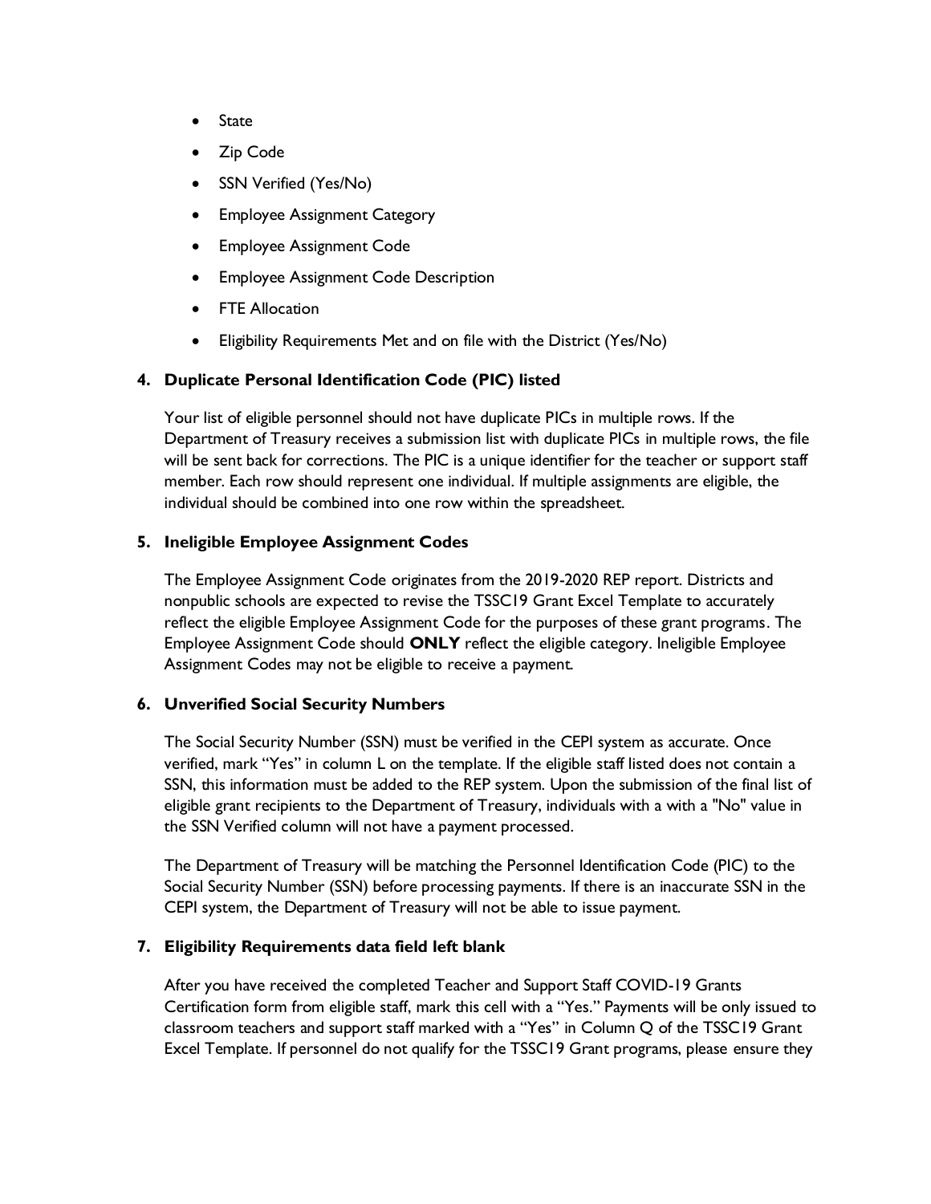- State
- Zip Code
- SSN Verified (Yes/No)
- Employee Assignment Category
- Employee Assignment Code
- Employee Assignment Code Description
- FTE Allocation
- Eligibility Requirements Met and on file with the District (Yes/No)

4. **Duplicate Personal Identification Code (PIC) listed**

   Your list of eligible personnel should not have duplicate PICs in multiple rows. If the Department of Treasury receives a submission list with duplicate PICs in multiple rows, the file will be sent back for corrections. The PIC is a unique identifier for the teacher or support staff member. Each row should represent one individual. If multiple assignments are eligible, the individual should be combined into one row within the spreadsheet.

5. **Ineligible Employee Assignment Codes**

   The Employee Assignment Code originates from the 2019-2020 REP report. Districts and nonpublic schools are expected to revise the TSSC19 Grant Excel Template to accurately reflect the eligible Employee Assignment Code for the purposes of these grant programs. The Employee Assignment Code should **ONLY** reflect the eligible category. Ineligible Employee Assignment Codes may not be eligible to receive a payment.

6. **Unverified Social Security Numbers**

   The Social Security Number (SSN) must be verified in the CEPI system as accurate. Once verified, mark "Yes" in column L on the template. If the eligible staff listed does not contain a SSN, this information must be added to the REP system. Upon the submission of the final list of eligible grant recipients to the Department of Treasury, individuals with a with a "No" value in the SSN Verified column will not have a payment processed.

   The Department of Treasury will be matching the Personnel Identification Code (PIC) to the Social Security Number (SSN) before processing payments. If there is an inaccurate SSN in the CEPI system, the Department of Treasury will not be able to issue payment.

7. **Eligibility Requirements data field left blank**

   After you have received the completed Teacher and Support Staff COVID-19 Grants Certification form from eligible staff, mark this cell with a "Yes." Payments will be only issued to classroom teachers and support staff marked with a "Yes" in Column Q of the TSSC19 Grant Excel Template. If personnel do not qualify for the TSSC19 Grant programs, please ensure they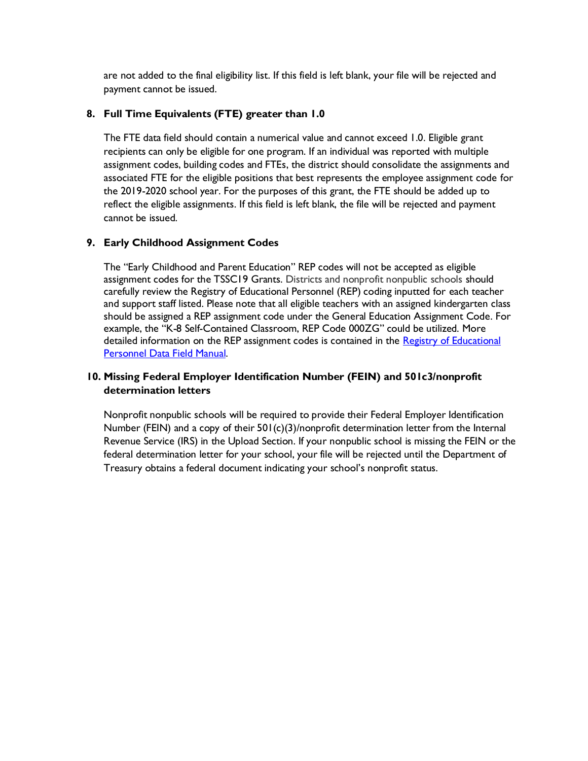are not added to the final eligibility list. If this field is left blank, your file will be rejected and payment cannot be issued.

8. **Full Time Equivalents (FTE) greater than 1.0**

   The FTE data field should contain a numerical value and cannot exceed 1.0. Eligible grant recipients can only be eligible for one program. If an individual was reported with multiple assignment codes, building codes and FTEs, the district should consolidate the assignments and associated FTE for the eligible positions that best represents the employee assignment code for the 2019-2020 school year. For the purposes of this grant, the FTE should be added up to reflect the eligible assignments. If this field is left blank, the file will be rejected and payment cannot be issued.

9. **Early Childhood Assignment Codes**

   The "Early Childhood and Parent Education" REP codes will not be accepted as eligible assignment codes for the TSSC19 Grants. Districts and nonprofit nonpublic schools should carefully review the Registry of Educational Personnel (REP) coding inputted for each teacher and support staff listed. Please note that all eligible teachers with an assigned kindergarten class should be assigned a REP assignment code under the General Education Assignment Code. For example, the "K-8 Self-Contained Classroom, REP Code 000ZG" could be utilized. More detailed information on the REP assignment codes is contained in the [Registry of Educational Personnel Data Field Manual](#).

10. **Missing Federal Employer Identification Number (FEIN) and 501c3/nonprofit determination letters**

    Nonprofit nonpublic schools will be required to provide their Federal Employer Identification Number (FEIN) and a copy of their 501(c)(3)/nonprofit determination letter from the Internal Revenue Service (IRS) in the Upload Section. If your nonpublic school is missing the FEIN or the federal determination letter for your school, your file will be rejected until the Department of Treasury obtains a federal document indicating your school's nonprofit status.